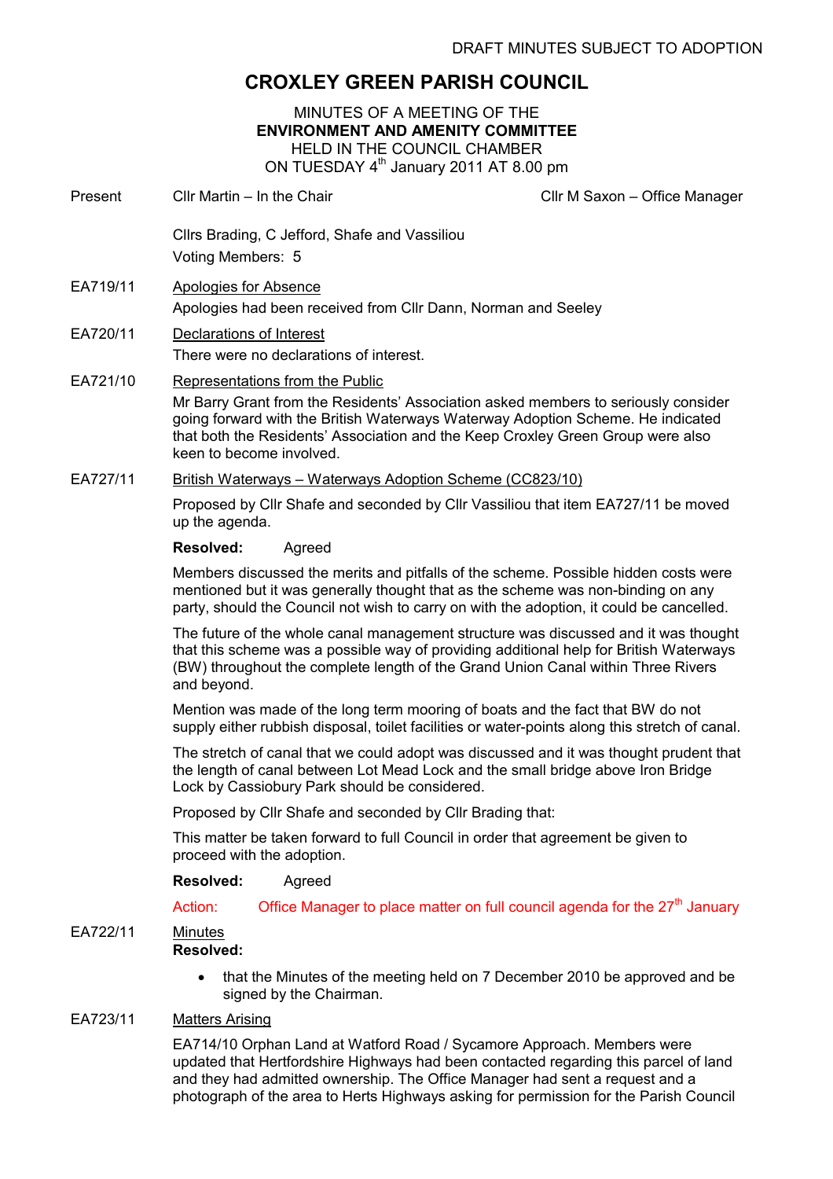DRAFT MINUTES SUBJECT TO ADOPTION

# CROXLEY GREEN PARISH COUNCIL

MINUTES OF A MEETING OF THE
**ENVIRONMENT AND AMENITY COMMITTEE**
HELD IN THE COUNCIL CHAMBER
ON TUESDAY 4th January 2011 AT 8.00 pm

Present Cllr Martin – In the Chair Cllr M Saxon – Office Manager

Cllrs Brading, C Jefford, Shafe and Vassiliou
Voting Members: 5

**EA719/11** Apologies for Absence

Apologies had been received from Cllr Dann, Norman and Seeley

**EA720/11** Declarations of Interest

There were no declarations of interest.

**EA721/10** Representations from the Public

Mr Barry Grant from the Residents' Association asked members to seriously consider going forward with the British Waterways Waterway Adoption Scheme. He indicated that both the Residents' Association and the Keep Croxley Green Group were also keen to become involved.

**EA727/11** British Waterways – Waterways Adoption Scheme (CC823/10)

Proposed by Cllr Shafe and seconded by Cllr Vassiliou that item EA727/11 be moved up the agenda.

**Resolved:** Agreed

Members discussed the merits and pitfalls of the scheme. Possible hidden costs were mentioned but it was generally thought that as the scheme was non-binding on any party, should the Council not wish to carry on with the adoption, it could be cancelled.

The future of the whole canal management structure was discussed and it was thought that this scheme was a possible way of providing additional help for British Waterways (BW) throughout the complete length of the Grand Union Canal within Three Rivers and beyond.

Mention was made of the long term mooring of boats and the fact that BW do not supply either rubbish disposal, toilet facilities or water-points along this stretch of canal.

The stretch of canal that we could adopt was discussed and it was thought prudent that the length of canal between Lot Mead Lock and the small bridge above Iron Bridge Lock by Cassiobury Park should be considered.

Proposed by Cllr Shafe and seconded by Cllr Brading that:

This matter be taken forward to full Council in order that agreement be given to proceed with the adoption.

**Resolved:** Agreed

Action: Office Manager to place matter on full council agenda for the 27th January

**EA722/11** Minutes

**Resolved:**

- that the Minutes of the meeting held on 7 December 2010 be approved and be signed by the Chairman.

**EA723/11** Matters Arising

EA714/10 Orphan Land at Watford Road / Sycamore Approach. Members were updated that Hertfordshire Highways had been contacted regarding this parcel of land and they had admitted ownership. The Office Manager had sent a request and a photograph of the area to Herts Highways asking for permission for the Parish Council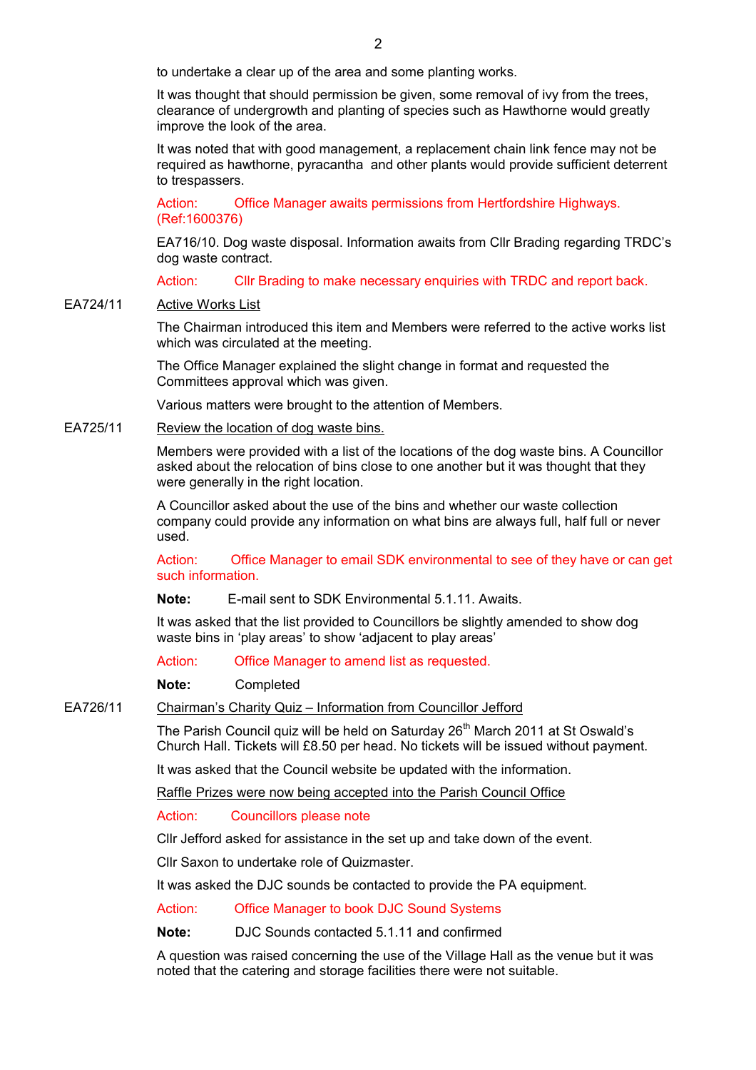to undertake a clear up of the area and some planting works.

It was thought that should permission be given, some removal of ivy from the trees, clearance of undergrowth and planting of species such as Hawthorne would greatly improve the look of the area.

It was noted that with good management, a replacement chain link fence may not be required as hawthorne, pyracantha and other plants would provide sufficient deterrent to trespassers.

Action: Office Manager awaits permissions from Hertfordshire Highways. (Ref:1600376)

EA716/10. Dog waste disposal. Information awaits from Cllr Brading regarding TRDC's dog waste contract.

Action: Cllr Brading to make necessary enquiries with TRDC and report back.

EA724/11 <u>Active Works List</u>

The Chairman introduced this item and Members were referred to the active works list which was circulated at the meeting.

The Office Manager explained the slight change in format and requested the Committees approval which was given.

Various matters were brought to the attention of Members.

EA725/11 <u>Review the location of dog waste bins.</u>

Members were provided with a list of the locations of the dog waste bins. A Councillor asked about the relocation of bins close to one another but it was thought that they were generally in the right location.

A Councillor asked about the use of the bins and whether our waste collection company could provide any information on what bins are always full, half full or never used.

Action: Office Manager to email SDK environmental to see of they have or can get such information.

**Note:** E-mail sent to SDK Environmental 5.1.11. Awaits.

It was asked that the list provided to Councillors be slightly amended to show dog waste bins in 'play areas' to show 'adjacent to play areas'

Action: Office Manager to amend list as requested.

**Note:** Completed

EA726/11 <u>Chairman's Charity Quiz – Information from Councillor Jefford</u>

The Parish Council quiz will be held on Saturday 26th March 2011 at St Oswald's Church Hall. Tickets will £8.50 per head. No tickets will be issued without payment.

It was asked that the Council website be updated with the information.

<u>Raffle Prizes were now being accepted into the Parish Council Office</u>

Action: Councillors please note

Cllr Jefford asked for assistance in the set up and take down of the event.

Cllr Saxon to undertake role of Quizmaster.

It was asked the DJC sounds be contacted to provide the PA equipment.

Action: Office Manager to book DJC Sound Systems

**Note:** DJC Sounds contacted 5.1.11 and confirmed

A question was raised concerning the use of the Village Hall as the venue but it was noted that the catering and storage facilities there were not suitable.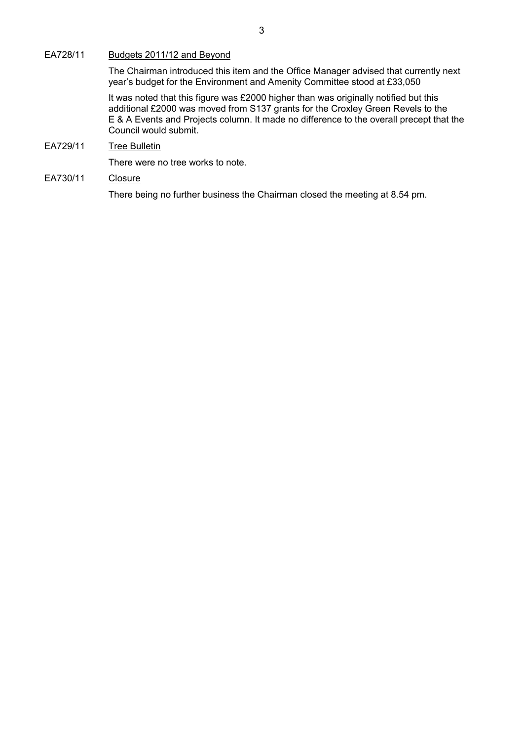EA728/11 Budgets 2011/12 and Beyond

The Chairman introduced this item and the Office Manager advised that currently next year's budget for the Environment and Amenity Committee stood at £33,050

It was noted that this figure was £2000 higher than was originally notified but this additional £2000 was moved from S137 grants for the Croxley Green Revels to the E & A Events and Projects column. It made no difference to the overall precept that the Council would submit.

EA729/11 Tree Bulletin

There were no tree works to note.

EA730/11 Closure

There being no further business the Chairman closed the meeting at 8.54 pm.